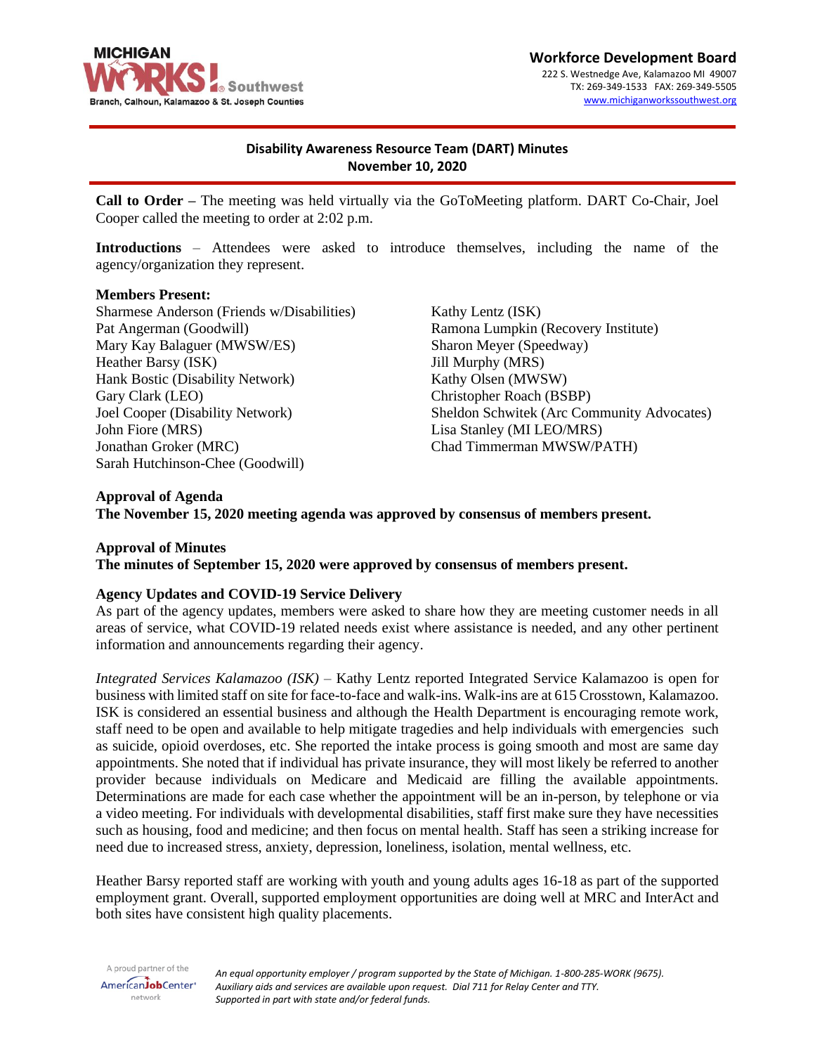Workforce Development Board
222 S. Westnedge Ave, Kalamazoo MI 49007
TX: 269-349-1533 FAX: 269-349-5505
www.michiganworkssouthwest.org

## Disability Awareness Resource Team (DART) Minutes
## November 10, 2020

**Call to Order –** The meeting was held virtually via the GoToMeeting platform. DART Co-Chair, Joel Cooper called the meeting to order at 2:02 p.m.

**Introductions** – Attendees were asked to introduce themselves, including the name of the agency/organization they represent.

**Members Present:**

Sharmese Anderson (Friends w/Disabilities)
Pat Angerman (Goodwill)
Mary Kay Balaguer (MWSW/ES)
Heather Barsy (ISK)
Hank Bostic (Disability Network)
Gary Clark (LEO)
Joel Cooper (Disability Network)
John Fiore (MRS)
Jonathan Groker (MRC)
Sarah Hutchinson-Chee (Goodwill)
Kathy Lentz (ISK)
Ramona Lumpkin (Recovery Institute)
Sharon Meyer (Speedway)
Jill Murphy (MRS)
Kathy Olsen (MWSW)
Christopher Roach (BSBP)
Sheldon Schwitek (Arc Community Advocates)
Lisa Stanley (MI LEO/MRS)
Chad Timmerman MWSW/PATH)

**Approval of Agenda**
**The November 15, 2020 meeting agenda was approved by consensus of members present.**

**Approval of Minutes**
**The minutes of September 15, 2020 were approved by consensus of members present.**

**Agency Updates and COVID-19 Service Delivery**
As part of the agency updates, members were asked to share how they are meeting customer needs in all areas of service, what COVID-19 related needs exist where assistance is needed, and any other pertinent information and announcements regarding their agency.

*Integrated Services Kalamazoo (ISK)* – Kathy Lentz reported Integrated Service Kalamazoo is open for business with limited staff on site for face-to-face and walk-ins. Walk-ins are at 615 Crosstown, Kalamazoo. ISK is considered an essential business and although the Health Department is encouraging remote work, staff need to be open and available to help mitigate tragedies and help individuals with emergencies such as suicide, opioid overdoses, etc. She reported the intake process is going smooth and most are same day appointments. She noted that if individual has private insurance, they will most likely be referred to another provider because individuals on Medicare and Medicaid are filling the available appointments. Determinations are made for each case whether the appointment will be an in-person, by telephone or via a video meeting. For individuals with developmental disabilities, staff first make sure they have necessities such as housing, food and medicine; and then focus on mental health. Staff has seen a striking increase for need due to increased stress, anxiety, depression, loneliness, isolation, mental wellness, etc.

Heather Barsy reported staff are working with youth and young adults ages 16-18 as part of the supported employment grant. Overall, supported employment opportunities are doing well at MRC and InterAct and both sites have consistent high quality placements.

*An equal opportunity employer / program supported by the State of Michigan. 1-800-285-WORK (9675). Auxiliary aids and services are available upon request. Dial 711 for Relay Center and TTY. Supported in part with state and/or federal funds.*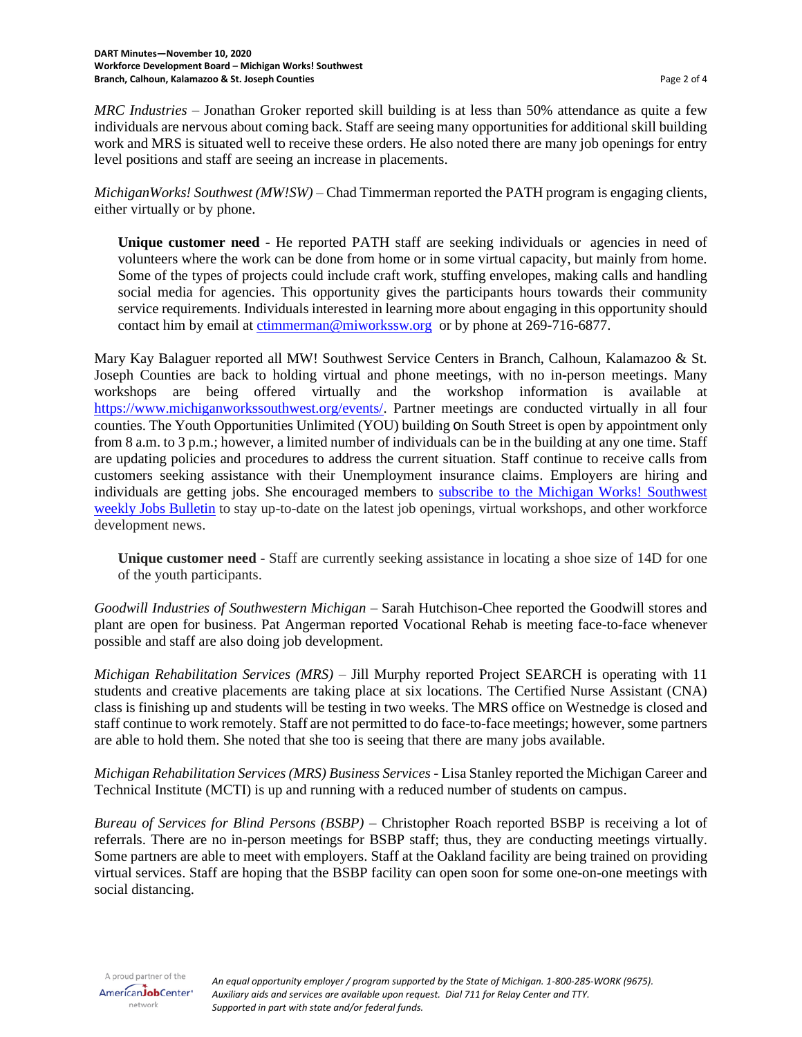*MRC Industries* – Jonathan Groker reported skill building is at less than 50% attendance as quite a few individuals are nervous about coming back. Staff are seeing many opportunities for additional skill building work and MRS is situated well to receive these orders. He also noted there are many job openings for entry level positions and staff are seeing an increase in placements.

*MichiganWorks! Southwest (MW!SW)* – Chad Timmerman reported the PATH program is engaging clients, either virtually or by phone.

> **Unique customer need** - He reported PATH staff are seeking individuals or agencies in need of volunteers where the work can be done from home or in some virtual capacity, but mainly from home. Some of the types of projects could include craft work, stuffing envelopes, making calls and handling social media for agencies. This opportunity gives the participants hours towards their community service requirements. Individuals interested in learning more about engaging in this opportunity should contact him by email at [ctimmerman@miworkssw.org](mailto:ctimmerman@miworkssw.org) or by phone at 269-716-6877.

Mary Kay Balaguer reported all MW! Southwest Service Centers in Branch, Calhoun, Kalamazoo & St. Joseph Counties are back to holding virtual and phone meetings, with no in-person meetings. Many workshops are being offered virtually and the workshop information is available at [https://www.michiganworkssouthwest.org/events/](https://www.michiganworkssouthwest.org/events/). Partner meetings are conducted virtually in all four counties. The Youth Opportunities Unlimited (YOU) building on South Street is open by appointment only from 8 a.m. to 3 p.m.; however, a limited number of individuals can be in the building at any one time. Staff are updating policies and procedures to address the current situation. Staff continue to receive calls from customers seeking assistance with their Unemployment insurance claims. Employers are hiring and individuals are getting jobs. She encouraged members to subscribe to the Michigan Works! Southwest weekly Jobs Bulletin to stay up-to-date on the latest job openings, virtual workshops, and other workforce development news.

> **Unique customer need** - Staff are currently seeking assistance in locating a shoe size of 14D for one of the youth participants.

*Goodwill Industries of Southwestern Michigan* – Sarah Hutchison-Chee reported the Goodwill stores and plant are open for business. Pat Angerman reported Vocational Rehab is meeting face-to-face whenever possible and staff are also doing job development.

*Michigan Rehabilitation Services (MRS)* – Jill Murphy reported Project SEARCH is operating with 11 students and creative placements are taking place at six locations. The Certified Nurse Assistant (CNA) class is finishing up and students will be testing in two weeks. The MRS office on Westnedge is closed and staff continue to work remotely. Staff are not permitted to do face-to-face meetings; however, some partners are able to hold them. She noted that she too is seeing that there are many jobs available.

*Michigan Rehabilitation Services (MRS) Business Services* - Lisa Stanley reported the Michigan Career and Technical Institute (MCTI) is up and running with a reduced number of students on campus.

*Bureau of Services for Blind Persons (BSBP)* – Christopher Roach reported BSBP is receiving a lot of referrals. There are no in-person meetings for BSBP staff; thus, they are conducting meetings virtually. Some partners are able to meet with employers. Staff at the Oakland facility are being trained on providing virtual services. Staff are hoping that the BSBP facility can open soon for some one-on-one meetings with social distancing.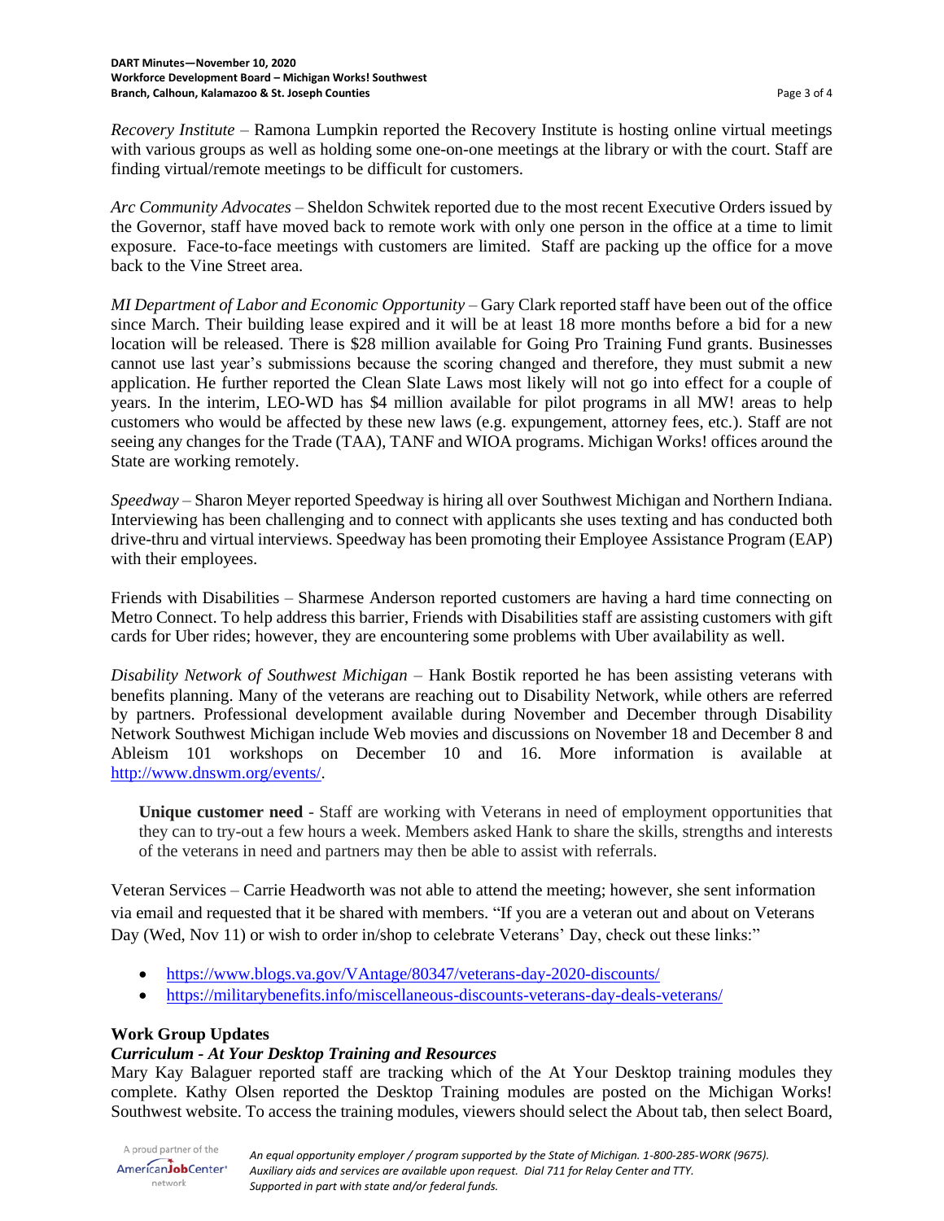*Recovery Institute* – Ramona Lumpkin reported the Recovery Institute is hosting online virtual meetings with various groups as well as holding some one-on-one meetings at the library or with the court. Staff are finding virtual/remote meetings to be difficult for customers.

*Arc Community Advocates* – Sheldon Schwitek reported due to the most recent Executive Orders issued by the Governor, staff have moved back to remote work with only one person in the office at a time to limit exposure. Face-to-face meetings with customers are limited. Staff are packing up the office for a move back to the Vine Street area.

*MI Department of Labor and Economic Opportunity* – Gary Clark reported staff have been out of the office since March. Their building lease expired and it will be at least 18 more months before a bid for a new location will be released. There is $28 million available for Going Pro Training Fund grants. Businesses cannot use last year's submissions because the scoring changed and therefore, they must submit a new application. He further reported the Clean Slate Laws most likely will not go into effect for a couple of years. In the interim, LEO-WD has $4 million available for pilot programs in all MW! areas to help customers who would be affected by these new laws (e.g. expungement, attorney fees, etc.). Staff are not seeing any changes for the Trade (TAA), TANF and WIOA programs. Michigan Works! offices around the State are working remotely.

*Speedway* – Sharon Meyer reported Speedway is hiring all over Southwest Michigan and Northern Indiana. Interviewing has been challenging and to connect with applicants she uses texting and has conducted both drive-thru and virtual interviews. Speedway has been promoting their Employee Assistance Program (EAP) with their employees.

Friends with Disabilities – Sharmese Anderson reported customers are having a hard time connecting on Metro Connect. To help address this barrier, Friends with Disabilities staff are assisting customers with gift cards for Uber rides; however, they are encountering some problems with Uber availability as well.

*Disability Network of Southwest Michigan* – Hank Bostik reported he has been assisting veterans with benefits planning. Many of the veterans are reaching out to Disability Network, while others are referred by partners. Professional development available during November and December through Disability Network Southwest Michigan include Web movies and discussions on November 18 and December 8 and Ableism 101 workshops on December 10 and 16. More information is available at http://www.dnswm.org/events/.

> **Unique customer need** - Staff are working with Veterans in need of employment opportunities that they can to try-out a few hours a week. Members asked Hank to share the skills, strengths and interests of the veterans in need and partners may then be able to assist with referrals.

Veteran Services – Carrie Headworth was not able to attend the meeting; however, she sent information via email and requested that it be shared with members. "If you are a veteran out and about on Veterans Day (Wed, Nov 11) or wish to order in/shop to celebrate Veterans' Day, check out these links:"

- https://www.blogs.va.gov/VAntage/80347/veterans-day-2020-discounts/
- https://militarybenefits.info/miscellaneous-discounts-veterans-day-deals-veterans/

**Work Group Updates**

***Curriculum - At Your Desktop Training and Resources***

Mary Kay Balaguer reported staff are tracking which of the At Your Desktop training modules they complete. Kathy Olsen reported the Desktop Training modules are posted on the Michigan Works! Southwest website. To access the training modules, viewers should select the About tab, then select Board,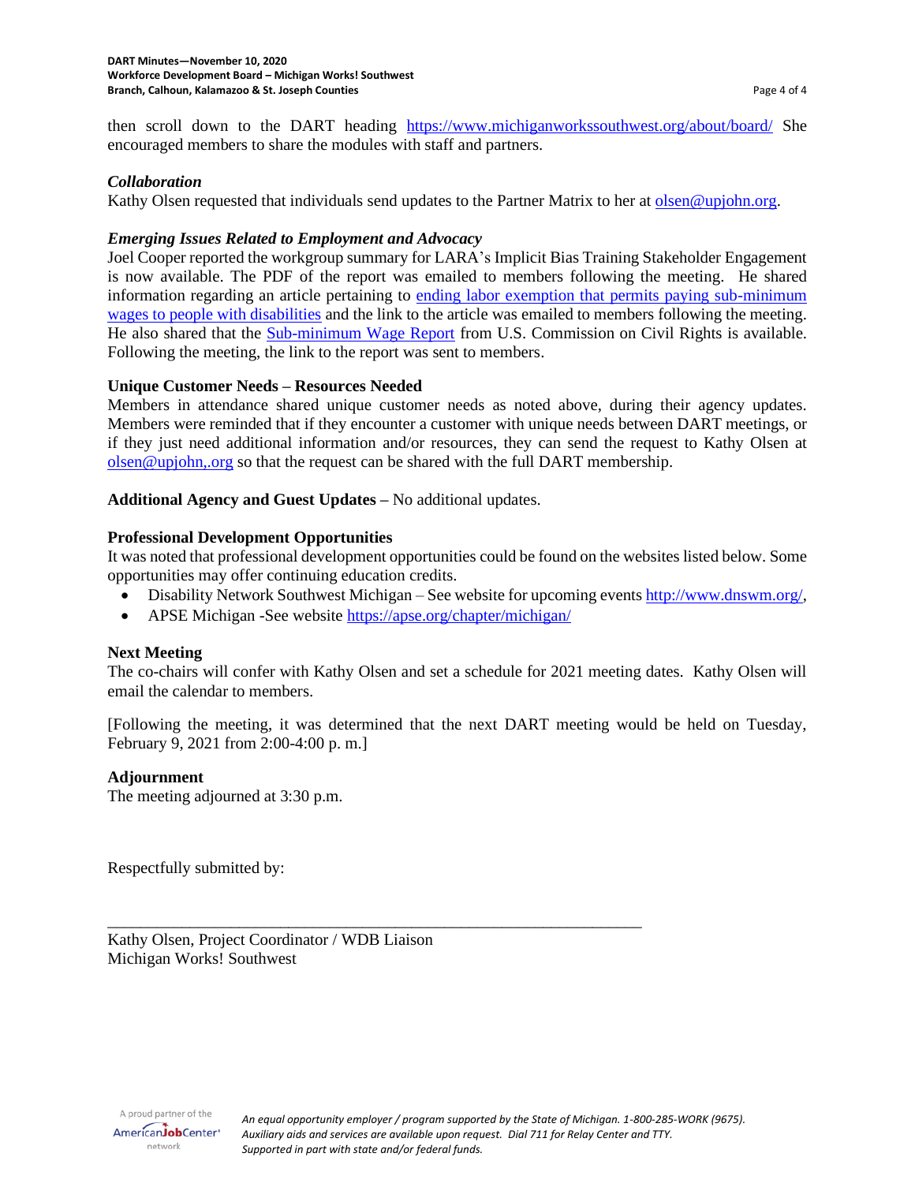then scroll down to the DART heading https://www.michiganworkssouthwest.org/about/board/ She encouraged members to share the modules with staff and partners.

### *Collaboration*

Kathy Olsen requested that individuals send updates to the Partner Matrix to her at olsen@upjohn.org.

### *Emerging Issues Related to Employment and Advocacy*

Joel Cooper reported the workgroup summary for LARA's Implicit Bias Training Stakeholder Engagement is now available. The PDF of the report was emailed to members following the meeting. He shared information regarding an article pertaining to ending labor exemption that permits paying sub-minimum wages to people with disabilities and the link to the article was emailed to members following the meeting. He also shared that the Sub-minimum Wage Report from U.S. Commission on Civil Rights is available. Following the meeting, the link to the report was sent to members.

### Unique Customer Needs – Resources Needed

Members in attendance shared unique customer needs as noted above, during their agency updates. Members were reminded that if they encounter a customer with unique needs between DART meetings, or if they just need additional information and/or resources, they can send the request to Kathy Olsen at olsen@upjohn,.org so that the request can be shared with the full DART membership.

**Additional Agency and Guest Updates –** No additional updates.

### Professional Development Opportunities

It was noted that professional development opportunities could be found on the websites listed below. Some opportunities may offer continuing education credits.

- Disability Network Southwest Michigan – See website for upcoming events http://www.dnswm.org/,
- APSE Michigan -See website https://apse.org/chapter/michigan/

### Next Meeting

The co-chairs will confer with Kathy Olsen and set a schedule for 2021 meeting dates. Kathy Olsen will email the calendar to members.

[Following the meeting, it was determined that the next DART meeting would be held on Tuesday, February 9, 2021 from 2:00-4:00 p. m.]

### Adjournment

The meeting adjourned at 3:30 p.m.

Respectfully submitted by:

_______________________________________________________________

Kathy Olsen, Project Coordinator / WDB Liaison
Michigan Works! Southwest

A proud partner of the AmericanJobCenter network

*An equal opportunity employer / program supported by the State of Michigan. 1-800-285-WORK (9675). Auxiliary aids and services are available upon request. Dial 711 for Relay Center and TTY. Supported in part with state and/or federal funds.*